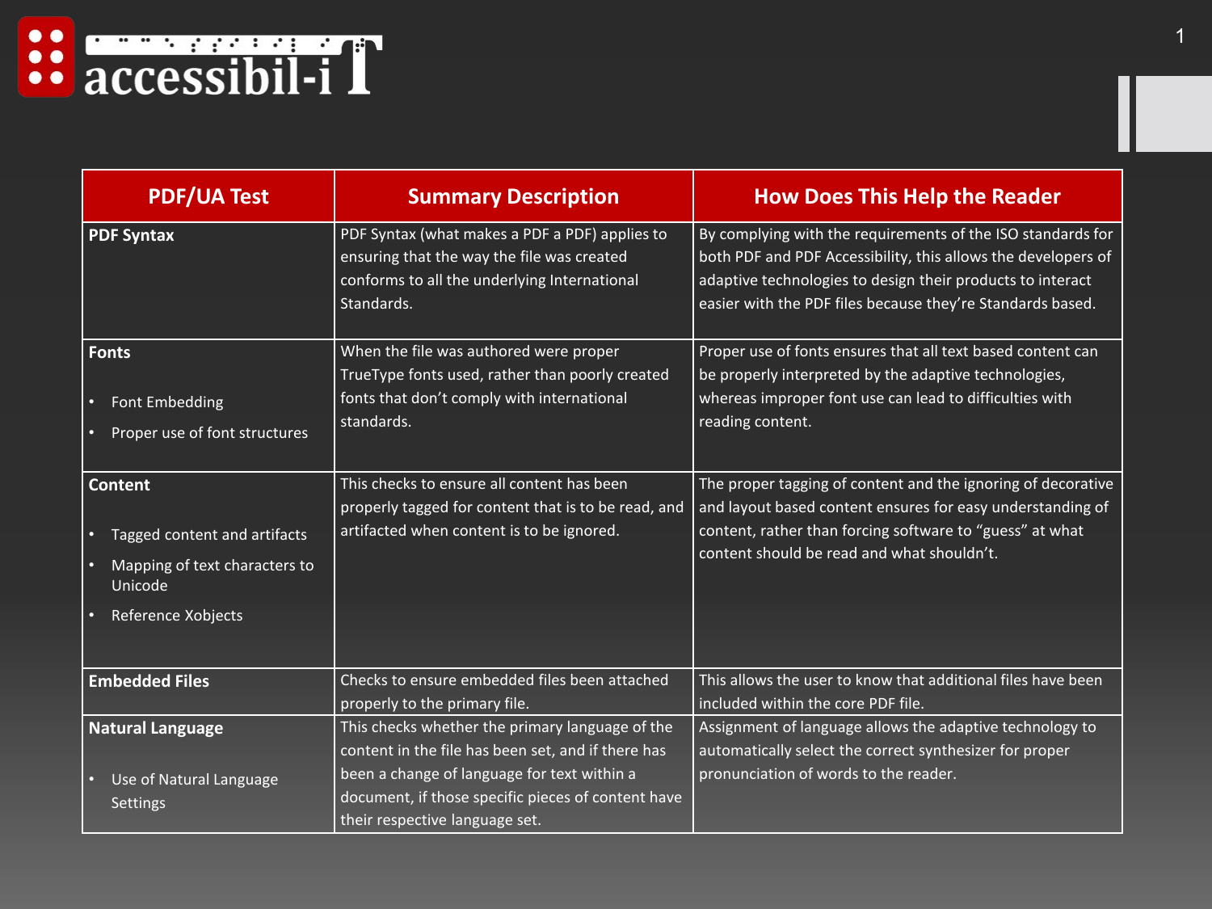accessibil-iT

| PDF/UA Test | Summary Description | How Does This Help the Reader |
|---|---|---|
| **PDF Syntax** | PDF Syntax (what makes a PDF a PDF) applies to ensuring that the way the file was created conforms to all the underlying International Standards. | By complying with the requirements of the ISO standards for both PDF and PDF Accessibility, this allows the developers of adaptive technologies to design their products to interact easier with the PDF files because they're Standards based. |
| **Fonts**<br>• Font Embedding<br>• Proper use of font structures | When the file was authored were proper TrueType fonts used, rather than poorly created fonts that don't comply with international standards. | Proper use of fonts ensures that all text based content can be properly interpreted by the adaptive technologies, whereas improper font use can lead to difficulties with reading content. |
| **Content**<br>• Tagged content and artifacts<br>• Mapping of text characters to Unicode<br>• Reference Xobjects | This checks to ensure all content has been properly tagged for content that is to be read, and artifacted when content is to be ignored. | The proper tagging of content and the ignoring of decorative and layout based content ensures for easy understanding of content, rather than forcing software to "guess" at what content should be read and what shouldn't. |
| **Embedded Files** | Checks to ensure embedded files been attached properly to the primary file. | This allows the user to know that additional files have been included within the core PDF file. |
| **Natural Language**<br>• Use of Natural Language Settings | This checks whether the primary language of the content in the file has been set, and if there has been a change of language for text within a document, if those specific pieces of content have their respective language set. | Assignment of language allows the adaptive technology to automatically select the correct synthesizer for proper pronunciation of words to the reader. |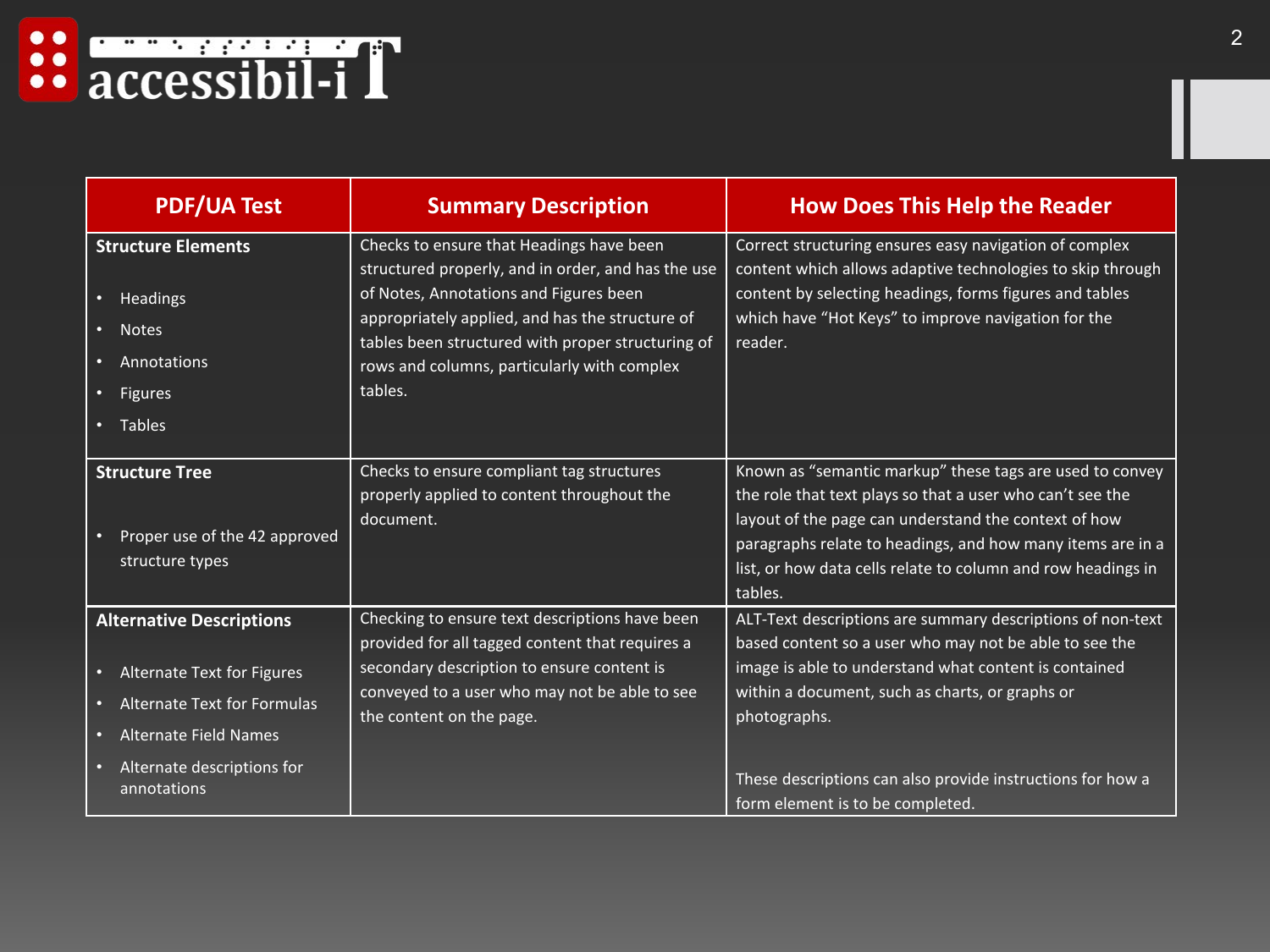| PDF/UA Test | Summary Description | How Does This Help the Reader |
|---|---|---|
| **Structure Elements**<br><br>• Headings<br>• Notes<br>• Annotations<br>• Figures<br>• Tables | Checks to ensure that Headings have been structured properly, and in order, and has the use of Notes, Annotations and Figures been appropriately applied, and has the structure of tables been structured with proper structuring of rows and columns, particularly with complex tables. | Correct structuring ensures easy navigation of complex content which allows adaptive technologies to skip through content by selecting headings, forms figures and tables which have "Hot Keys" to improve navigation for the reader. |
| **Structure Tree**<br><br>• Proper use of the 42 approved structure types | Checks to ensure compliant tag structures properly applied to content throughout the document. | Known as "semantic markup" these tags are used to convey the role that text plays so that a user who can't see the layout of the page can understand the context of how paragraphs relate to headings, and how many items are in a list, or how data cells relate to column and row headings in tables. |
| **Alternative Descriptions**<br><br>• Alternate Text for Figures<br>• Alternate Text for Formulas<br>• Alternate Field Names<br>• Alternate descriptions for annotations | Checking to ensure text descriptions have been provided for all tagged content that requires a secondary description to ensure content is conveyed to a user who may not be able to see the content on the page. | ALT-Text descriptions are summary descriptions of non-text based content so a user who may not be able to see the image is able to understand what content is contained within a document, such as charts, or graphs or photographs.<br><br>These descriptions can also provide instructions for how a form element is to be completed. |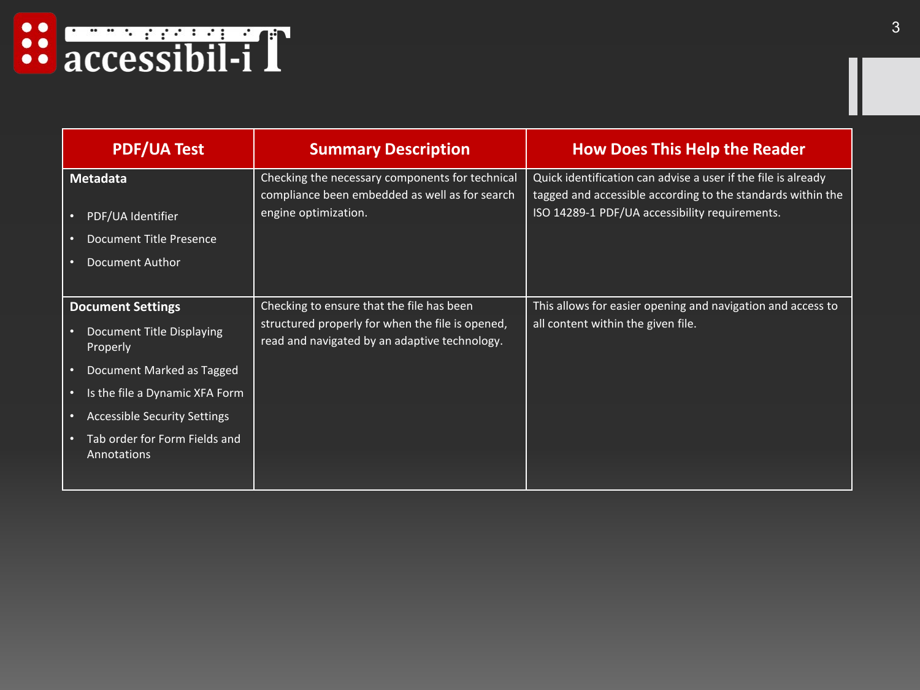| PDF/UA Test | Summary Description | How Does This Help the Reader |
|---|---|---|
| **Metadata**<br><br>• PDF/UA Identifier<br>• Document Title Presence<br>• Document Author | Checking the necessary components for technical compliance been embedded as well as for search engine optimization. | Quick identification can advise a user if the file is already tagged and accessible according to the standards within the ISO 14289-1 PDF/UA accessibility requirements. |
| **Document Settings**<br>• Document Title Displaying Properly<br>• Document Marked as Tagged<br>• Is the file a Dynamic XFA Form<br>• Accessible Security Settings<br>• Tab order for Form Fields and Annotations | Checking to ensure that the file has been structured properly for when the file is opened, read and navigated by an adaptive technology. | This allows for easier opening and navigation and access to all content within the given file. |